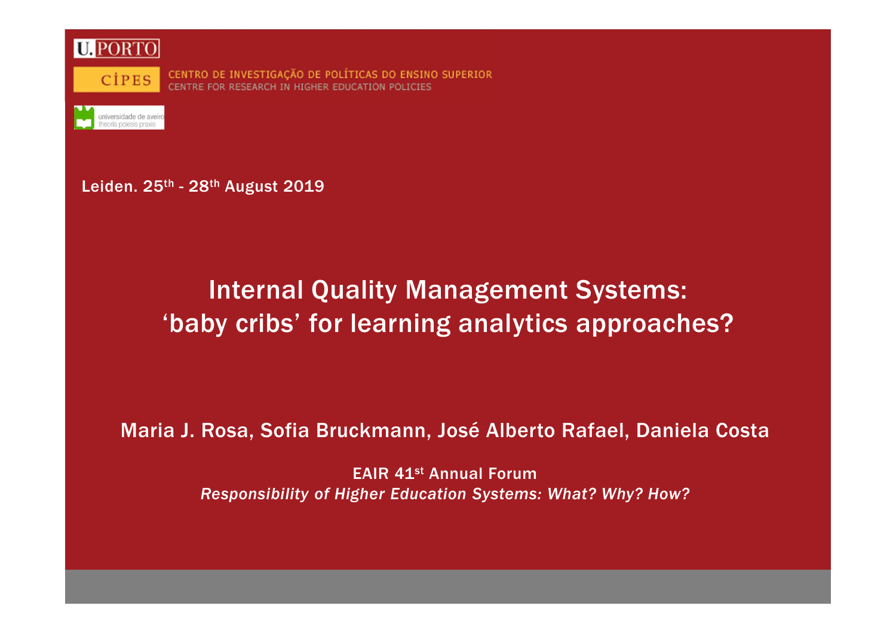U.PORTO

CIPES CENTRO DE INVESTIGAÇÃO DE POLÍTICAS DO ENSINO SUPERIOR
CENTRE FOR RESEARCH IN HIGHER EDUCATION POLICIES

universidade de aveiro
theoria poiesis praxis

Leiden. 25th - 28th August 2019

# Internal Quality Management Systems: ‘baby cribs’ for learning analytics approaches?

Maria J. Rosa, Sofia Bruckmann, José Alberto Rafael, Daniela Costa

EAIR 41st Annual Forum
*Responsibility of Higher Education Systems: What? Why? How?*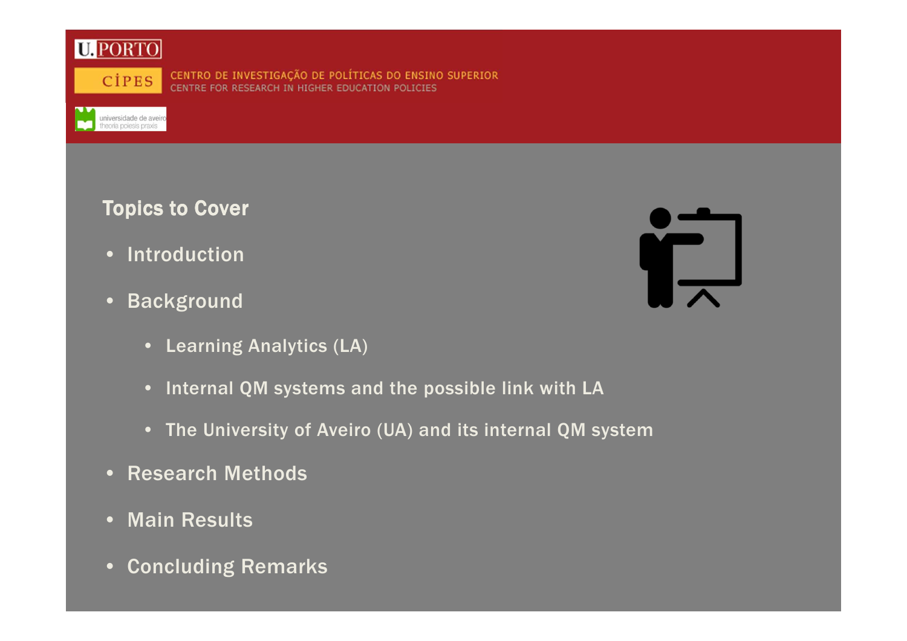## Topics to Cover

- Introduction
- Background
  - Learning Analytics (LA)
  - Internal QM systems and the possible link with LA
  - The University of Aveiro (UA) and its internal QM system
- Research Methods
- Main Results
- Concluding Remarks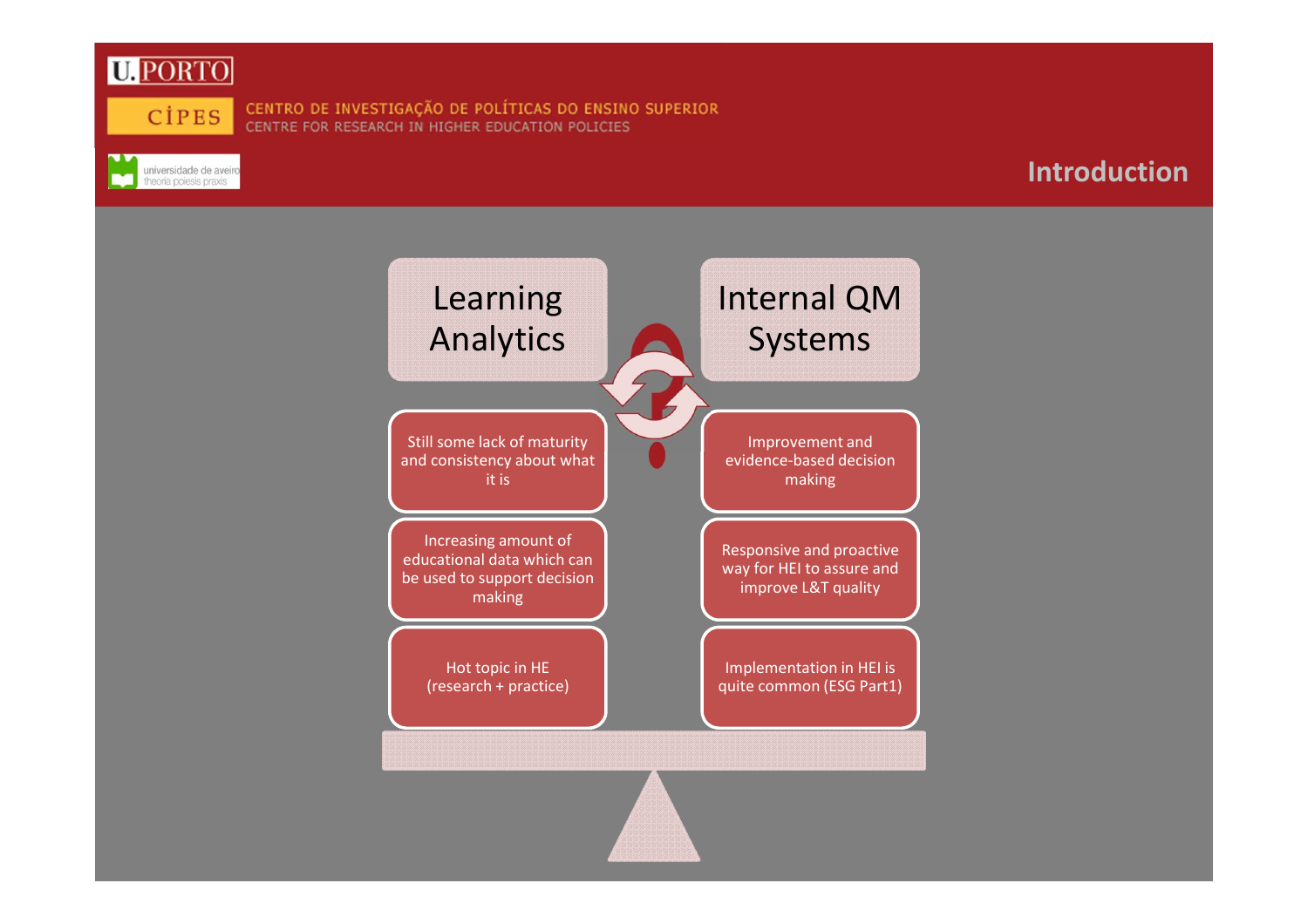# Introduction

## Learning Analytics

- Still some lack of maturity and consistency about what it is
- Increasing amount of educational data which can be used to support decision making
- Hot topic in HE (research + practice)

## Internal QM Systems

- Improvement and evidence-based decision making
- Responsive and proactive way for HEI to assure and improve L&T quality
- Implementation in HEI is quite common (ESG Part1)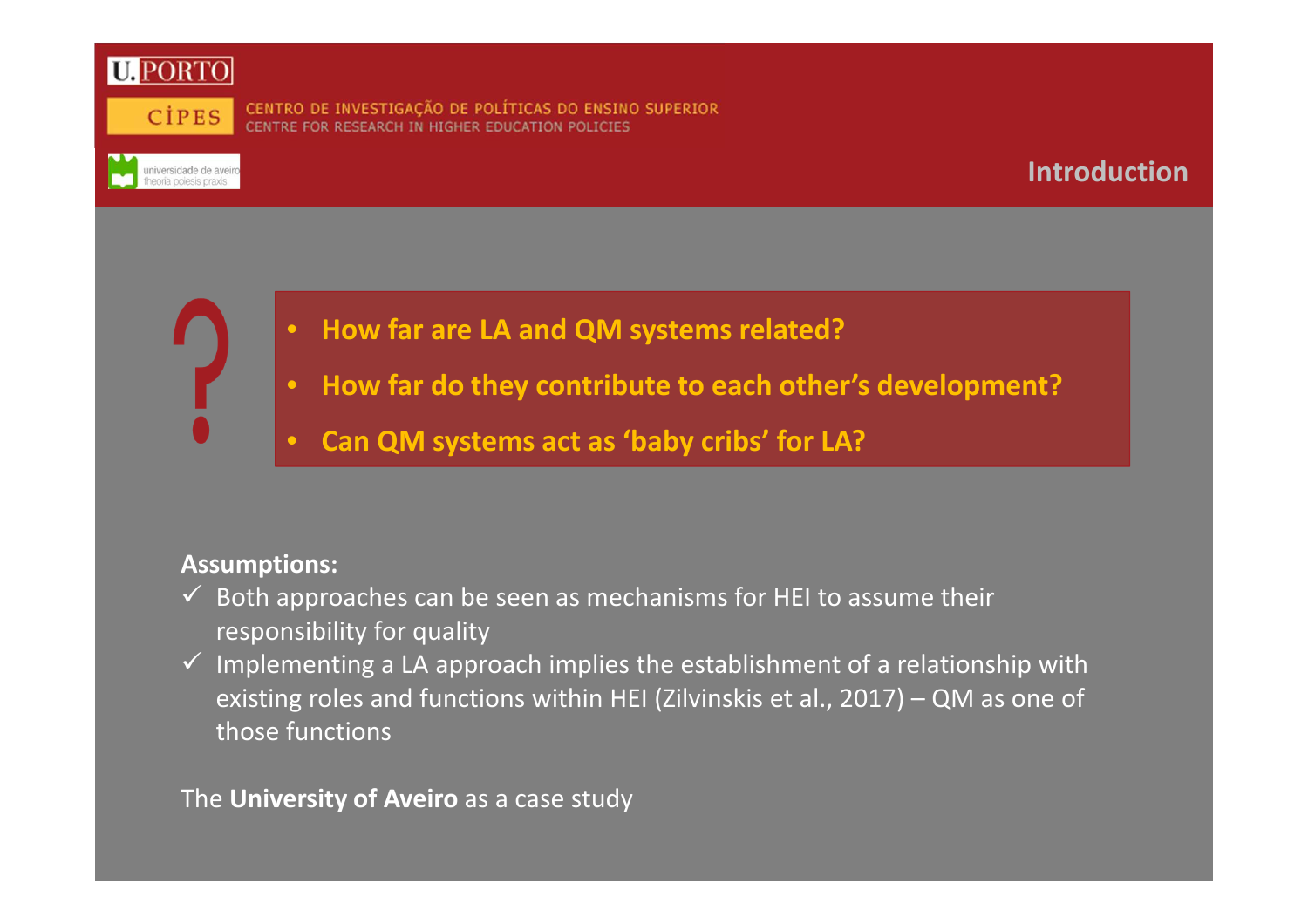## Introduction

- **How far are LA and QM systems related?**
- **How far do they contribute to each other's development?**
- **Can QM systems act as 'baby cribs' for LA?**

**Assumptions:**

- ✓ Both approaches can be seen as mechanisms for HEI to assume their responsibility for quality
- ✓ Implementing a LA approach implies the establishment of a relationship with existing roles and functions within HEI (Zilvinskis et al., 2017) – QM as one of those functions

The **University of Aveiro** as a case study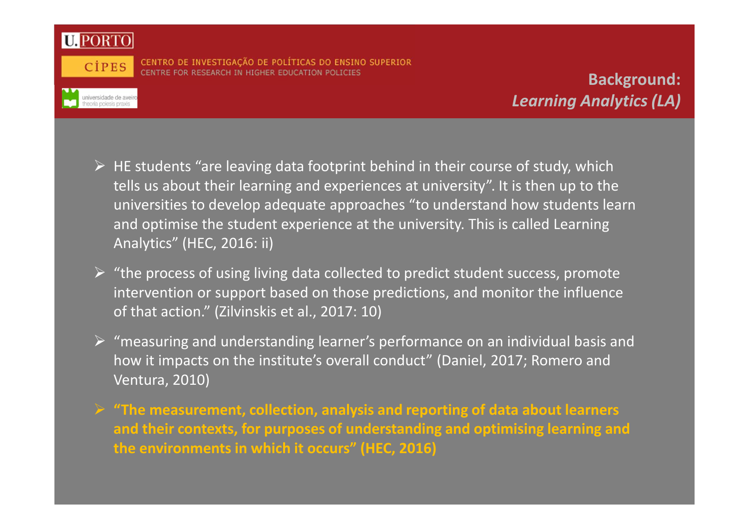## Background: *Learning Analytics (LA)*

- HE students "are leaving data footprint behind in their course of study, which tells us about their learning and experiences at university". It is then up to the universities to develop adequate approaches "to understand how students learn and optimise the student experience at the university. This is called Learning Analytics" (HEC, 2016: ii)
- "the process of using living data collected to predict student success, promote intervention or support based on those predictions, and monitor the influence of that action." (Zilvinskis et al., 2017: 10)
- "measuring and understanding learner's performance on an individual basis and how it impacts on the institute's overall conduct" (Daniel, 2017; Romero and Ventura, 2010)
- **"The measurement, collection, analysis and reporting of data about learners and their contexts, for purposes of understanding and optimising learning and the environments in which it occurs" (HEC, 2016)**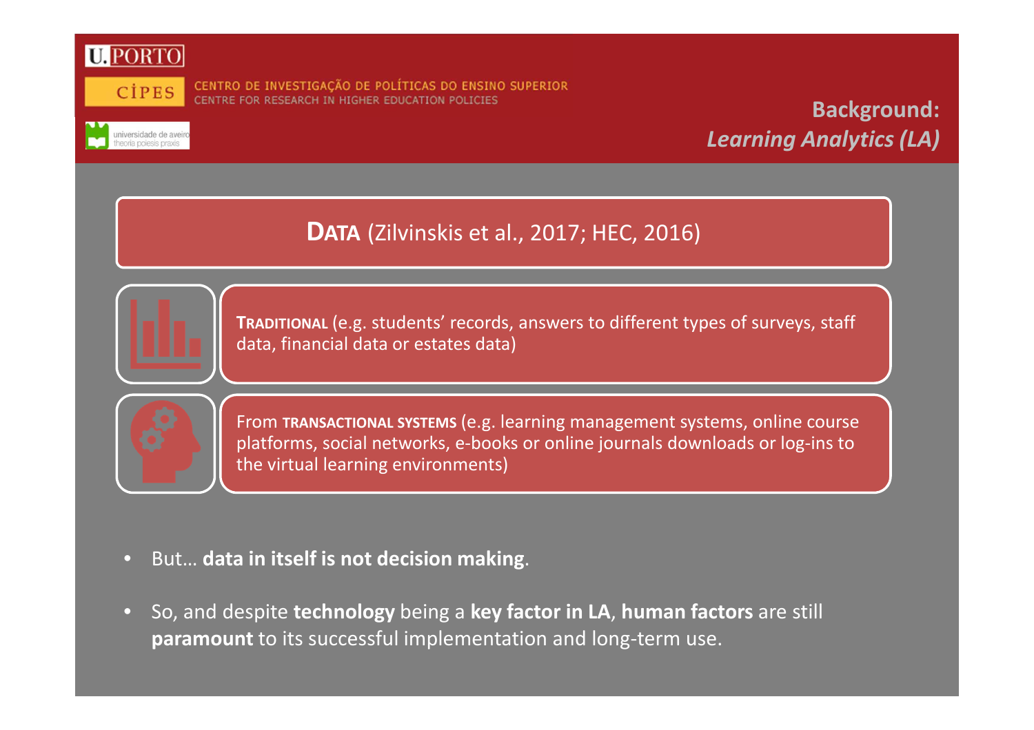## Background: *Learning Analytics (LA)*

### **DATA** (Zilvinskis et al., 2017; HEC, 2016)

**TRADITIONAL** (e.g. students' records, answers to different types of surveys, staff data, financial data or estates data)

From **TRANSACTIONAL SYSTEMS** (e.g. learning management systems, online course platforms, social networks, e-books or online journals downloads or log-ins to the virtual learning environments)

- But… **data in itself is not decision making**.
- So, and despite **technology** being a **key factor in LA**, **human factors** are still **paramount** to its successful implementation and long-term use.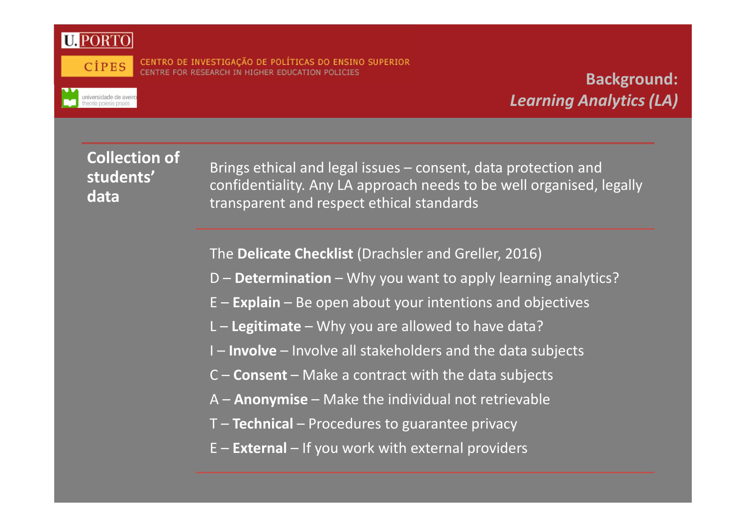## Background: *Learning Analytics (LA)*

**Collection of students' data**

Brings ethical and legal issues – consent, data protection and confidentiality. Any LA approach needs to be well organised, legally transparent and respect ethical standards

The **Delicate Checklist** (Drachsler and Greller, 2016)

D – **Determination** – Why you want to apply learning analytics?

E – **Explain** – Be open about your intentions and objectives

L – **Legitimate** – Why you are allowed to have data?

I – **Involve** – Involve all stakeholders and the data subjects

C – **Consent** – Make a contract with the data subjects

A – **Anonymise** – Make the individual not retrievable

T – **Technical** – Procedures to guarantee privacy

E – **External** – If you work with external providers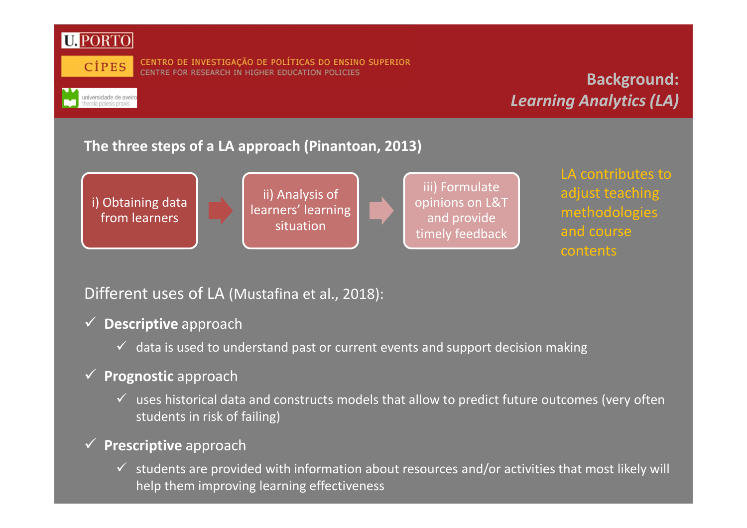# Background: *Learning Analytics (LA)*

**The three steps of a LA approach (Pinantoan, 2013)**

i) Obtaining data from learners → ii) Analysis of learners' learning situation → iii) Formulate opinions on L&T and provide timely feedback

LA contributes to adjust teaching methodologies and course contents

Different uses of LA (Mustafina et al., 2018):

- ✓ **Descriptive** approach
  - ✓ data is used to understand past or current events and support decision making
- ✓ **Prognostic** approach
  - ✓ uses historical data and constructs models that allow to predict future outcomes (very often students in risk of failing)
- ✓ **Prescriptive** approach
  - ✓ students are provided with information about resources and/or activities that most likely will help them improving learning effectiveness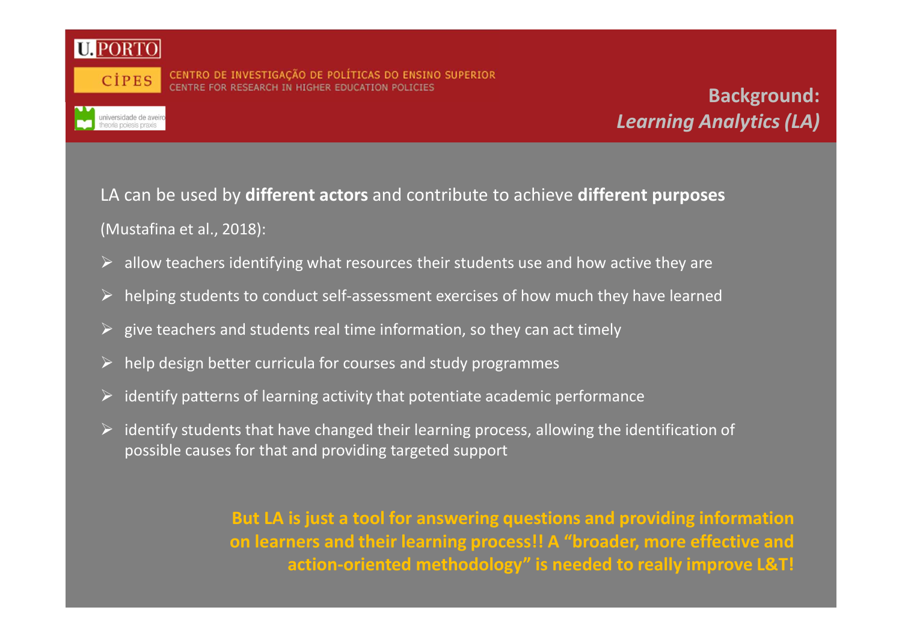## Background: *Learning Analytics (LA)*

LA can be used by **different actors** and contribute to achieve **different purposes** (Mustafina et al., 2018):

- allow teachers identifying what resources their students use and how active they are
- helping students to conduct self-assessment exercises of how much they have learned
- give teachers and students real time information, so they can act timely
- help design better curricula for courses and study programmes
- identify patterns of learning activity that potentiate academic performance
- identify students that have changed their learning process, allowing the identification of possible causes for that and providing targeted support

**But LA is just a tool for answering questions and providing information on learners and their learning process!! A "broader, more effective and action-oriented methodology" is needed to really improve L&T!**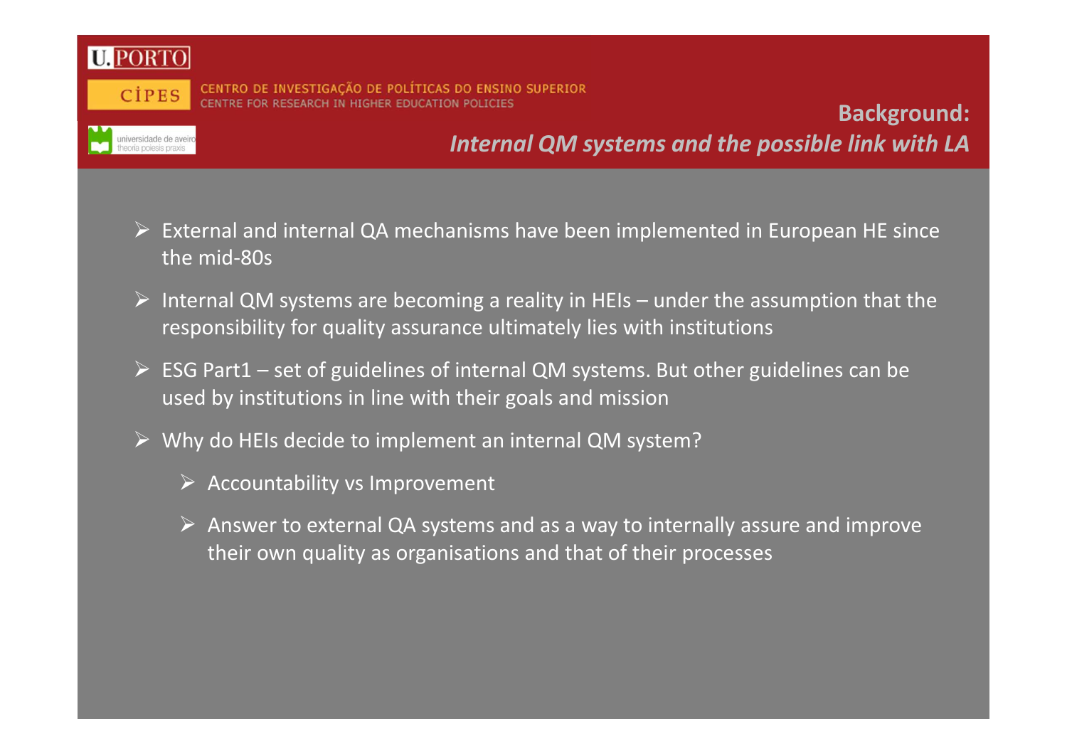## Background:

### *Internal QM systems and the possible link with LA*

- External and internal QA mechanisms have been implemented in European HE since the mid-80s
- Internal QM systems are becoming a reality in HEIs – under the assumption that the responsibility for quality assurance ultimately lies with institutions
- ESG Part1 – set of guidelines of internal QM systems. But other guidelines can be used by institutions in line with their goals and mission
- Why do HEIs decide to implement an internal QM system?
  - Accountability vs Improvement
  - Answer to external QA systems and as a way to internally assure and improve their own quality as organisations and that of their processes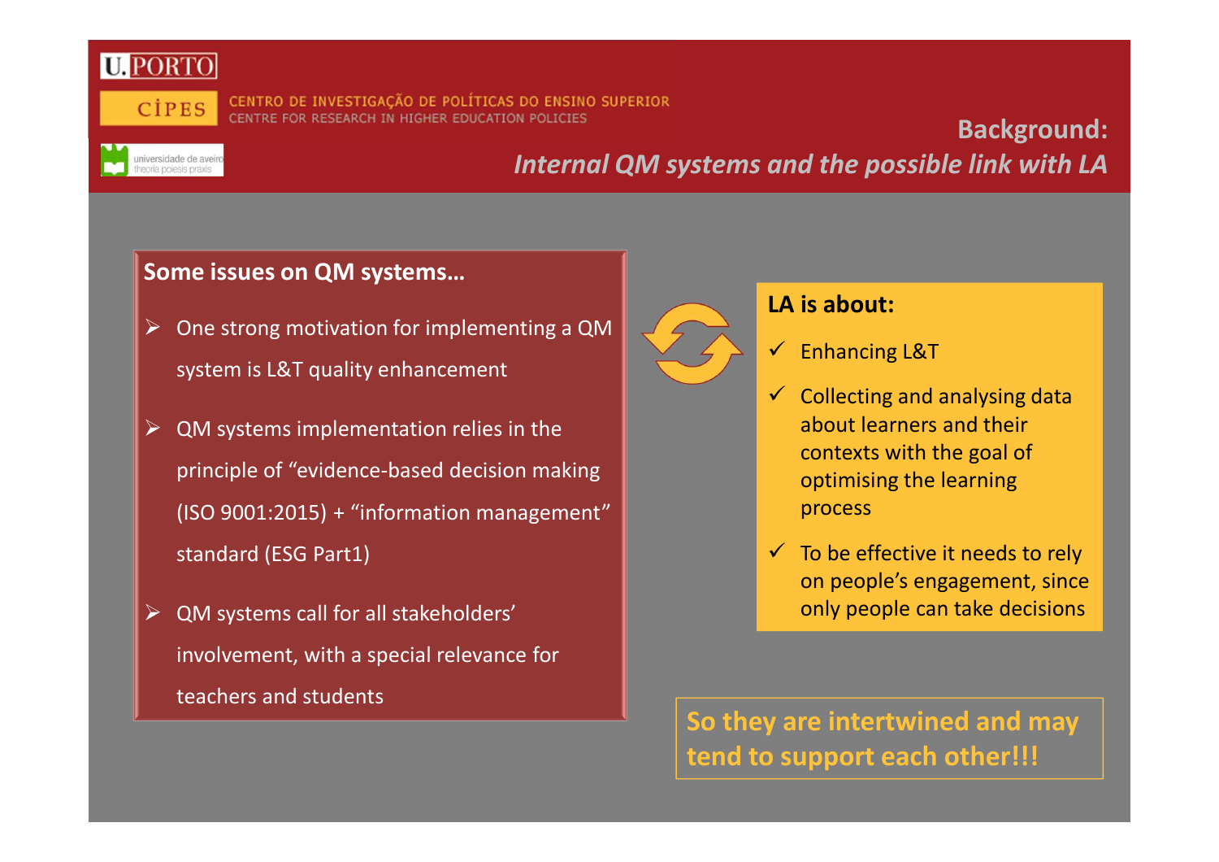## Background:

### *Internal QM systems and the possible link with LA*

**Some issues on QM systems…**

- One strong motivation for implementing a QM system is L&T quality enhancement
- QM systems implementation relies in the principle of "evidence-based decision making (ISO 9001:2015) + "information management" standard (ESG Part1)
- QM systems call for all stakeholders' involvement, with a special relevance for teachers and students

**LA is about:**

- ✓ Enhancing L&T
- ✓ Collecting and analysing data about learners and their contexts with the goal of optimising the learning process
- ✓ To be effective it needs to rely on people's engagement, since only people can take decisions

**So they are intertwined and may tend to support each other!!!**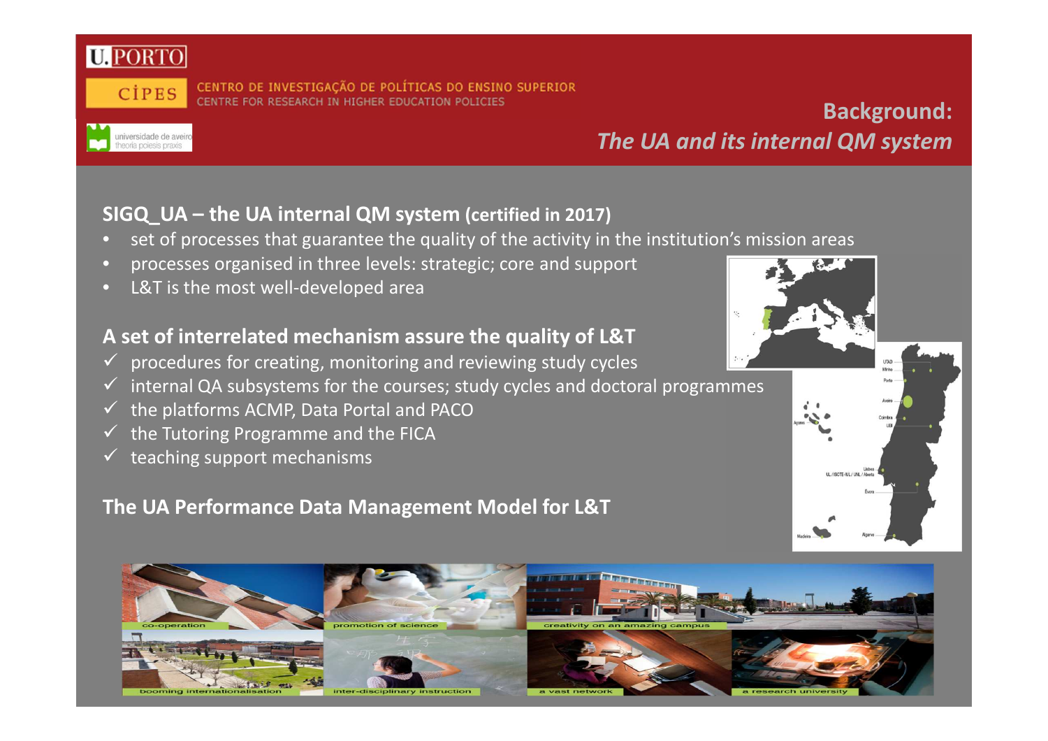U.PORTO

CIPES – CENTRO DE INVESTIGAÇÃO DE POLÍTICAS DO ENSINO SUPERIOR
CENTRE FOR RESEARCH IN HIGHER EDUCATION POLICIES

universidade de aveiro
theoria poiesis praxis

# Background: *The UA and its internal QM system*

## SIGQ_UA – the UA internal QM system (certified in 2017)

- set of processes that guarantee the quality of the activity in the institution's mission areas
- processes organised in three levels: strategic; core and support
- L&T is the most well-developed area

## A set of interrelated mechanism assure the quality of L&T

- ✓ procedures for creating, monitoring and reviewing study cycles
- ✓ internal QA subsystems for the courses; study cycles and doctoral programmes
- ✓ the platforms ACMP, Data Portal and PACO
- ✓ the Tutoring Programme and the FICA
- ✓ teaching support mechanisms

## The UA Performance Data Management Model for L&T

co-operation | promotion of science | creativity on an amazing campus | booming internationalisation | inter-disciplinary instruction | a vast network | a research university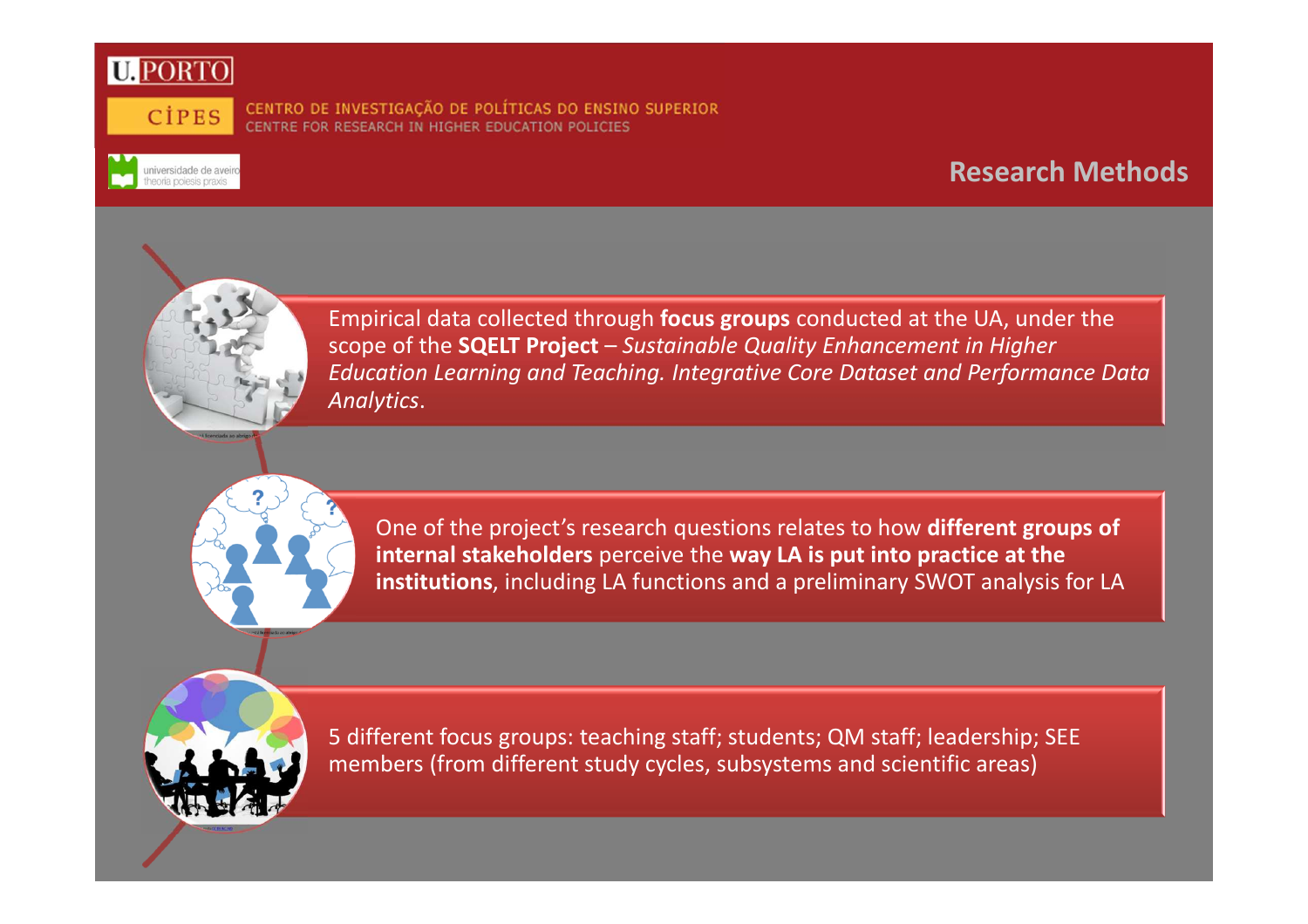## Research Methods

Empirical data collected through **focus groups** conducted at the UA, under the scope of the **SQELT Project** – *Sustainable Quality Enhancement in Higher Education Learning and Teaching. Integrative Core Dataset and Performance Data Analytics*.

One of the project's research questions relates to how **different groups of internal stakeholders** perceive the **way LA is put into practice at the institutions**, including LA functions and a preliminary SWOT analysis for LA

5 different focus groups: teaching staff; students; QM staff; leadership; SEE members (from different study cycles, subsystems and scientific areas)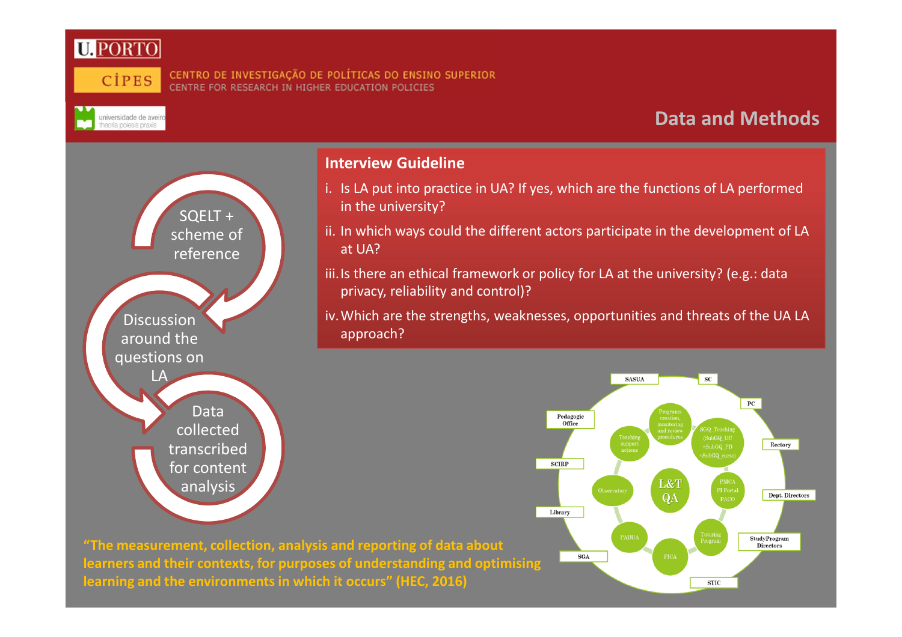U.PORTO

CIPES — CENTRO DE INVESTIGAÇÃO DE POLÍTICAS DO ENSINO SUPERIOR
CENTRE FOR RESEARCH IN HIGHER EDUCATION POLICIES

universidade de aveiro — theoria poiesis praxis

# Data and Methods

SQELT + scheme of reference

Discussion around the questions on LA

Data collected transcribed for content analysis

## Interview Guideline

i. Is LA put into practice in UA? If yes, which are the functions of LA performed in the university?

ii. In which ways could the different actors participate in the development of LA at UA?

iii. Is there an ethical framework or policy for LA at the university? (e.g.: data privacy, reliability and control)?

iv. Which are the strengths, weaknesses, opportunities and threats of the UA LA approach?

SASUA · SC · PC · Rectory · Dept. Directors · StudyProgram Directors · STIC · SGA · Library · SCIRP · Pedagogic Office

Programs creation, monitoring and review procedures · SGQ_Teaching (SubGQ_UC +SubGQ_PD +SubGQ_curso) · PMCA PI Portal PACO · Tutoring Program · FICA · PADUA · Observatory · Teaching support actions

L&T QA

**"The measurement, collection, analysis and reporting of data about learners and their contexts, for purposes of understanding and optimising learning and the environments in which it occurs" (HEC, 2016)**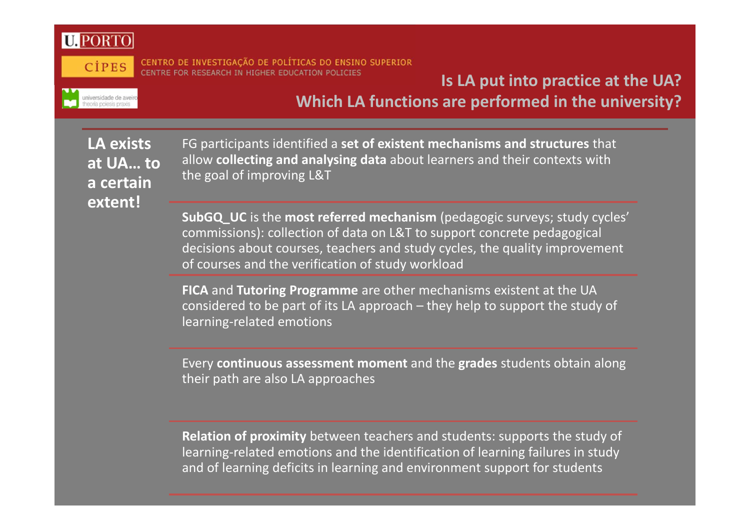## Is LA put into practice at the UA?
## Which LA functions are performed in the university?

**LA exists at UA… to a certain extent!**

FG participants identified a **set of existent mechanisms and structures** that allow **collecting and analysing data** about learners and their contexts with the goal of improving L&T

**SubGQ_UC** is the **most referred mechanism** (pedagogic surveys; study cycles' commissions): collection of data on L&T to support concrete pedagogical decisions about courses, teachers and study cycles, the quality improvement of courses and the verification of study workload

**FICA** and **Tutoring Programme** are other mechanisms existent at the UA considered to be part of its LA approach – they help to support the study of learning-related emotions

Every **continuous assessment moment** and the **grades** students obtain along their path are also LA approaches

**Relation of proximity** between teachers and students: supports the study of learning-related emotions and the identification of learning failures in study and of learning deficits in learning and environment support for students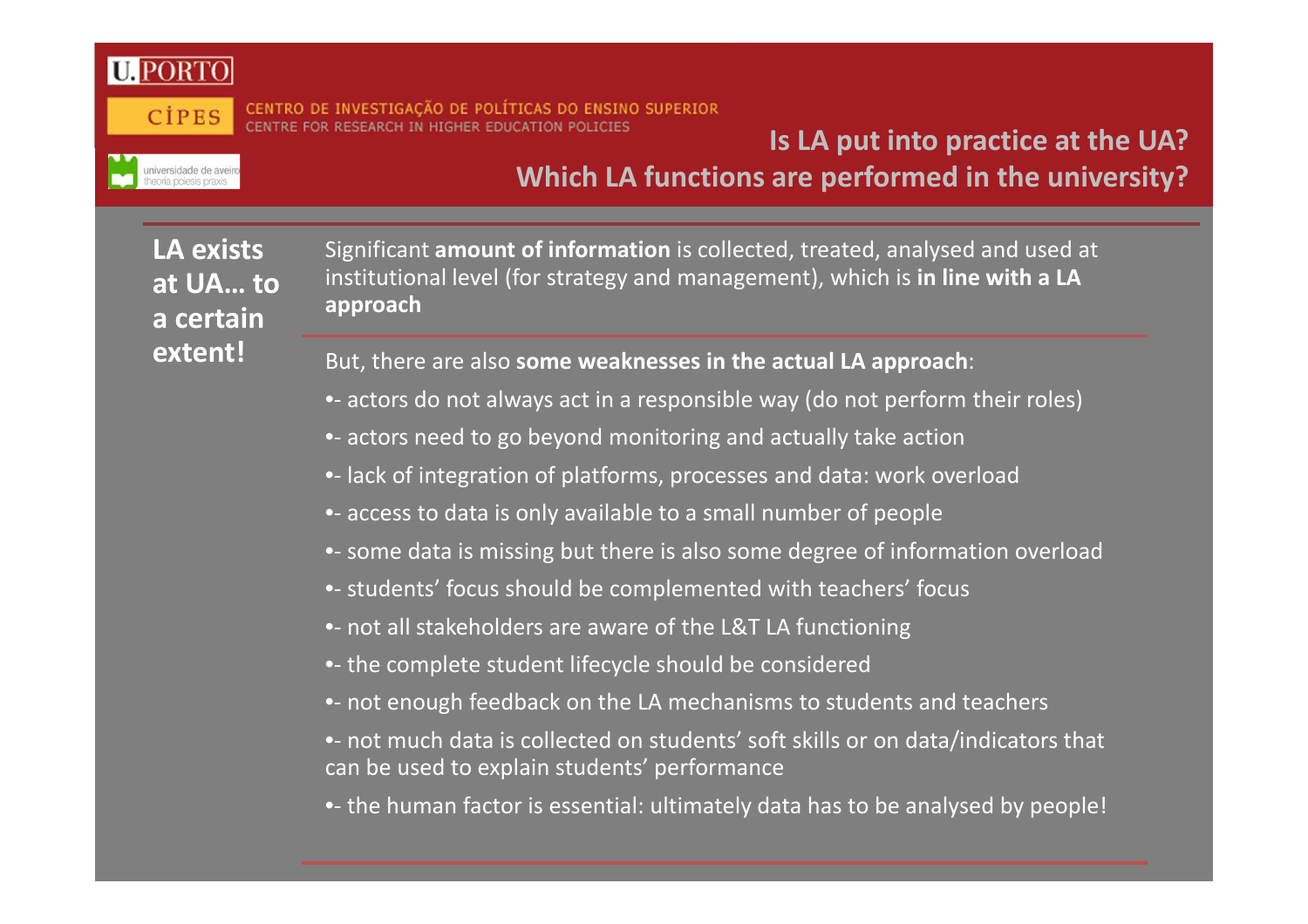## Is LA put into practice at the UA?
## Which LA functions are performed in the university?

**LA exists at UA… to a certain extent!**

Significant **amount of information** is collected, treated, analysed and used at institutional level (for strategy and management), which is **in line with a LA approach**

But, there are also **some weaknesses in the actual LA approach**:

- actors do not always act in a responsible way (do not perform their roles)
- actors need to go beyond monitoring and actually take action
- lack of integration of platforms, processes and data: work overload
- access to data is only available to a small number of people
- some data is missing but there is also some degree of information overload
- students' focus should be complemented with teachers' focus
- not all stakeholders are aware of the L&T LA functioning
- the complete student lifecycle should be considered
- not enough feedback on the LA mechanisms to students and teachers
- not much data is collected on students' soft skills or on data/indicators that can be used to explain students' performance
- the human factor is essential: ultimately data has to be analysed by people!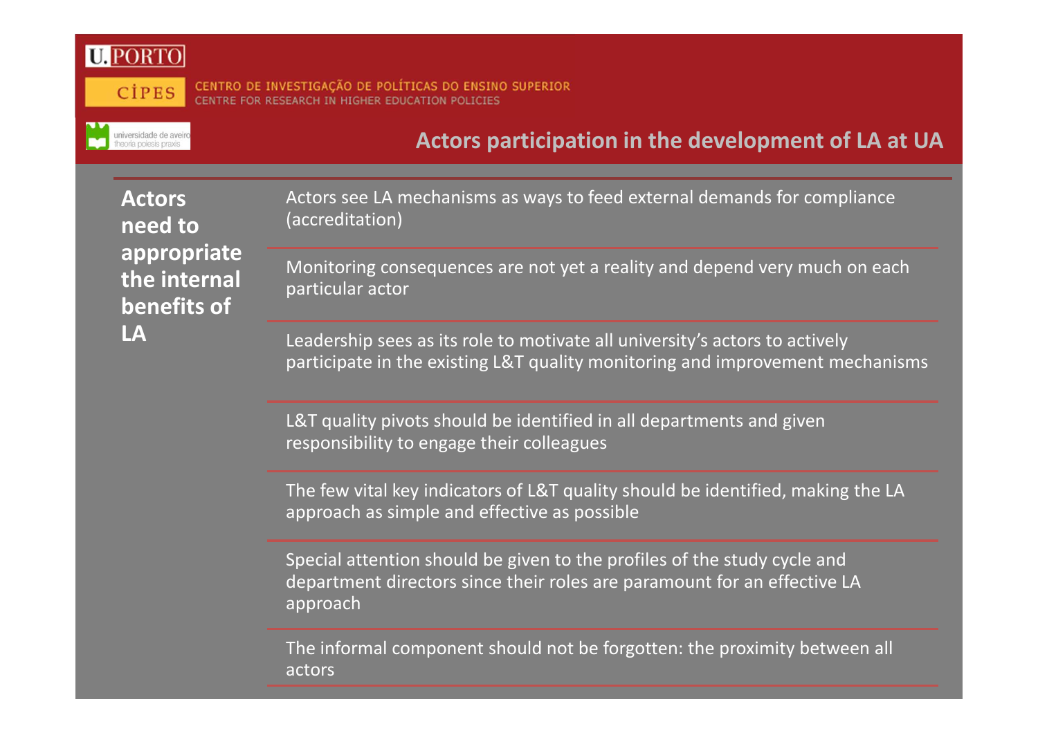## Actors participation in the development of LA at UA

| Actors need to appropriate the internal benefits of LA | |
|---|---|
| | Actors see LA mechanisms as ways to feed external demands for compliance (accreditation) |
| | Monitoring consequences are not yet a reality and depend very much on each particular actor |
| | Leadership sees as its role to motivate all university's actors to actively participate in the existing L&T quality monitoring and improvement mechanisms |
| | L&T quality pivots should be identified in all departments and given responsibility to engage their colleagues |
| | The few vital key indicators of L&T quality should be identified, making the LA approach as simple and effective as possible |
| | Special attention should be given to the profiles of the study cycle and department directors since their roles are paramount for an effective LA approach |
| | The informal component should not be forgotten: the proximity between all actors |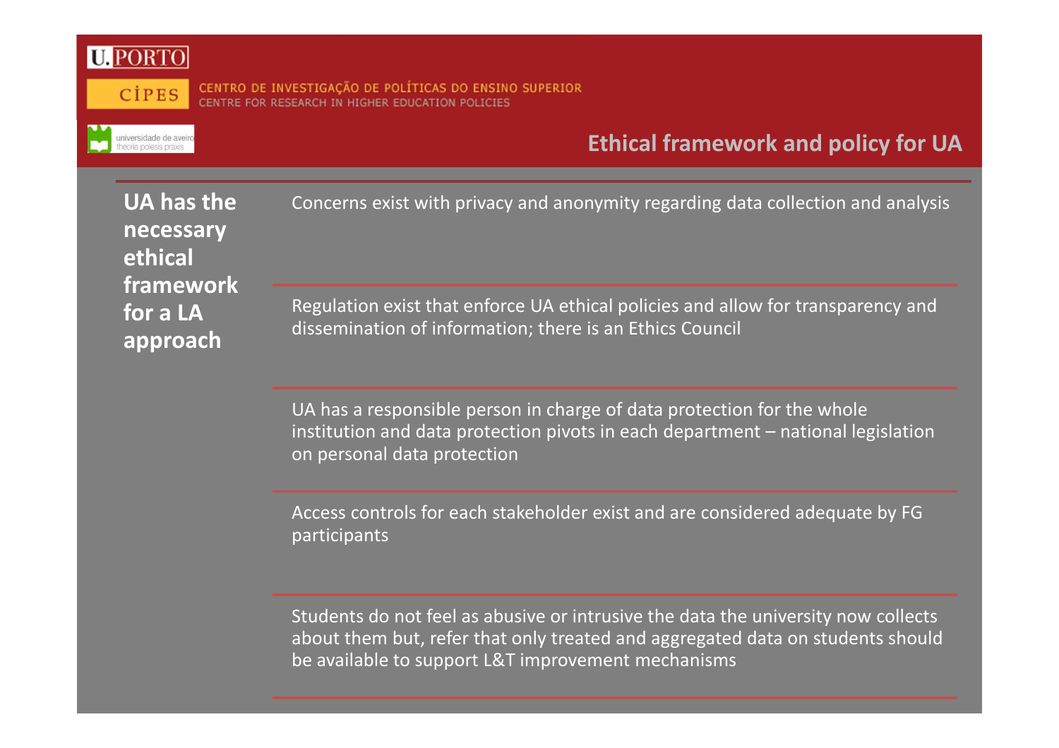## Ethical framework and policy for UA

CENTRO DE INVESTIGAÇÃO DE POLÍTICAS DO ENSINO SUPERIOR
CENTRE FOR RESEARCH IN HIGHER EDUCATION POLICIES

| **UA has the necessary ethical framework for a LA approach** | |
|---|---|
| | Concerns exist with privacy and anonymity regarding data collection and analysis |
| | Regulation exist that enforce UA ethical policies and allow for transparency and dissemination of information; there is an Ethics Council |
| | UA has a responsible person in charge of data protection for the whole institution and data protection pivots in each department – national legislation on personal data protection |
| | Access controls for each stakeholder exist and are considered adequate by FG participants |
| | Students do not feel as abusive or intrusive the data the university now collects about them but, refer that only treated and aggregated data on students should be available to support L&T improvement mechanisms |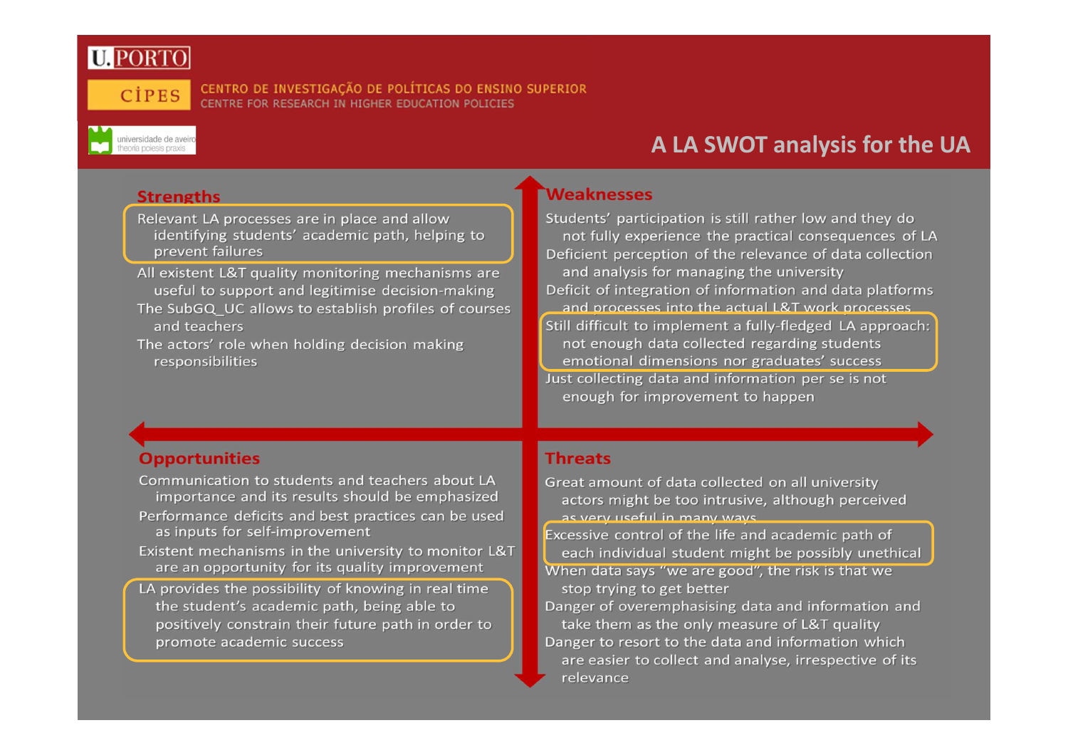U.PORTO

CIPES — CENTRO DE INVESTIGAÇÃO DE POLÍTICAS DO ENSINO SUPERIOR
CENTRE FOR RESEARCH IN HIGHER EDUCATION POLICIES

universidade de aveiro — theoria poiesis praxis

# A LA SWOT analysis for the UA

## Strengths

- Relevant LA processes are in place and allow identifying students' academic path, helping to prevent failures
- All existent L&T quality monitoring mechanisms are useful to support and legitimise decision-making
- The SubGQ_UC allows to establish profiles of courses and teachers
- The actors' role when holding decision making responsibilities

## Weaknesses

- Students' participation is still rather low and they do not fully experience the practical consequences of LA
- Deficient perception of the relevance of data collection and analysis for managing the university
- Deficit of integration of information and data platforms and processes into the actual L&T work processes
- Still difficult to implement a fully-fledged LA approach: not enough data collected regarding students emotional dimensions nor graduates' success
- Just collecting data and information per se is not enough for improvement to happen

## Opportunities

- Communication to students and teachers about LA importance and its results should be emphasized
- Performance deficits and best practices can be used as inputs for self-improvement
- Existent mechanisms in the university to monitor L&T are an opportunity for its quality improvement
- LA provides the possibility of knowing in real time the student's academic path, being able to positively constrain their future path in order to promote academic success

## Threats

- Great amount of data collected on all university actors might be too intrusive, although perceived as very useful in many ways
- Excessive control of the life and academic path of each individual student might be possibly unethical
- When data says "we are good", the risk is that we stop trying to get better
- Danger of overemphasising data and information and take them as the only measure of L&T quality
- Danger to resort to the data and information which are easier to collect and analyse, irrespective of its relevance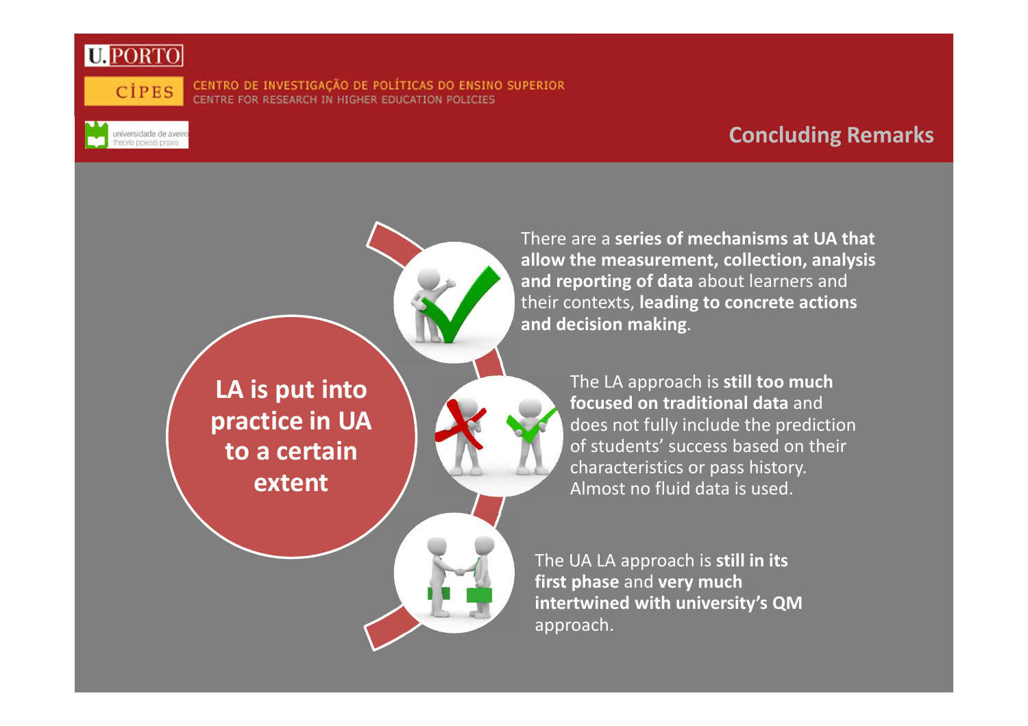## Concluding Remarks

**LA is put into practice in UA to a certain extent**

There are a **series of mechanisms at UA that allow the measurement, collection, analysis and reporting of data** about learners and their contexts, **leading to concrete actions and decision making**.

The LA approach is **still too much focused on traditional data** and does not fully include the prediction of students' success based on their characteristics or pass history. Almost no fluid data is used.

The UA LA approach is **still in its first phase** and **very much intertwined with university's QM** approach.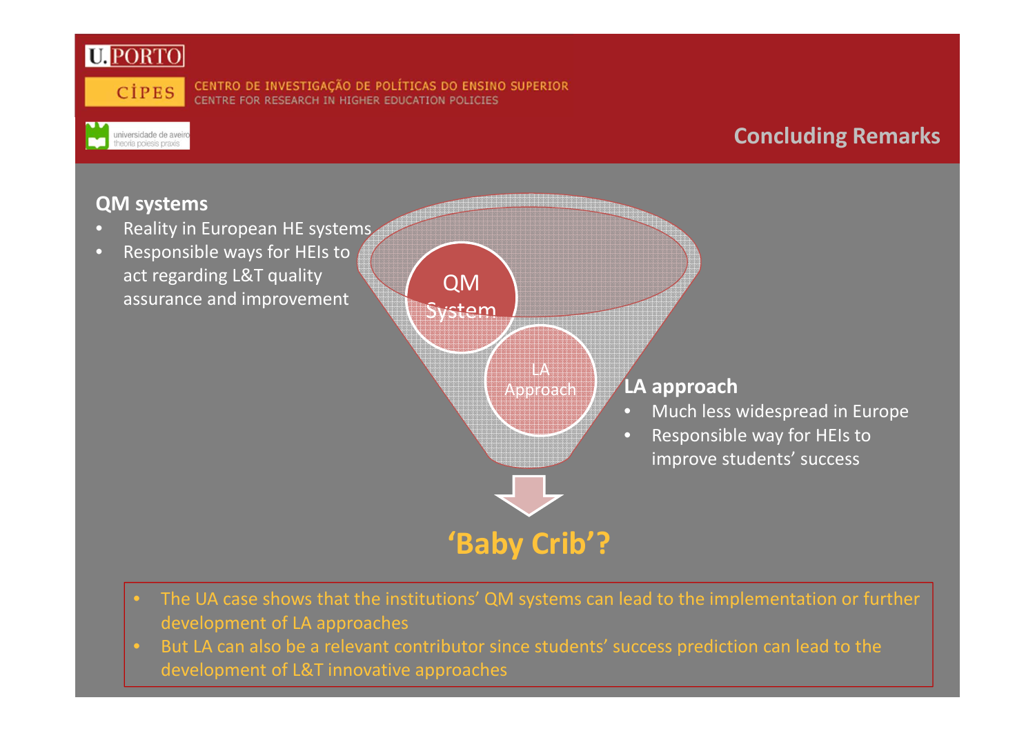## Concluding Remarks

**QM systems**

- Reality in European HE systems
- Responsible ways for HEIs to act regarding L&T quality assurance and improvement

QM System

LA Approach

**LA approach**

- Much less widespread in Europe
- Responsible way for HEIs to improve students' success

**'Baby Crib'?**

- The UA case shows that the institutions' QM systems can lead to the implementation or further development of LA approaches
- But LA can also be a relevant contributor since students' success prediction can lead to the development of L&T innovative approaches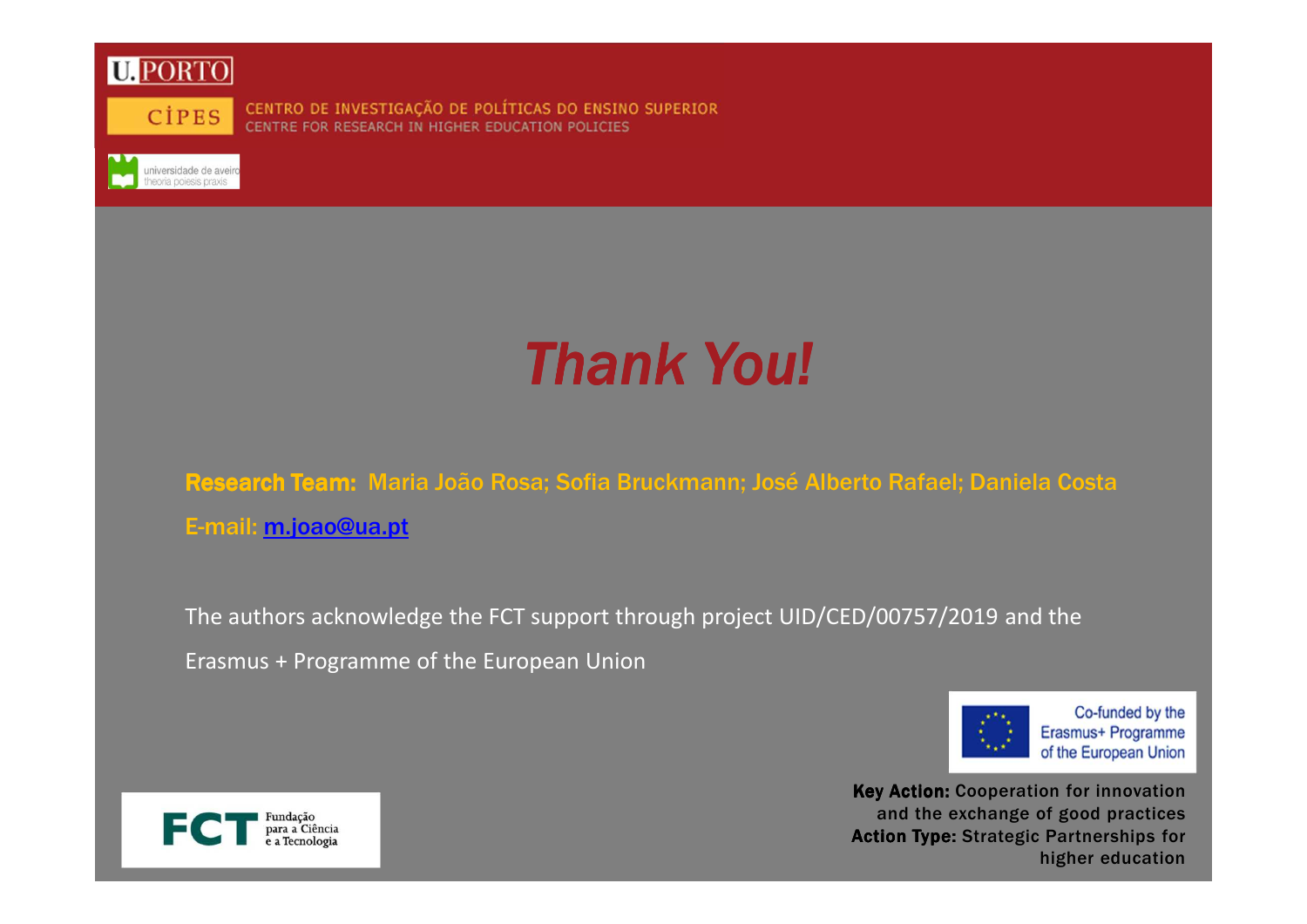U.PORTO

CIPES

CENTRO DE INVESTIGAÇÃO DE POLÍTICAS DO ENSINO SUPERIOR
CENTRE FOR RESEARCH IN HIGHER EDUCATION POLICIES

universidade de aveiro
theoria poiesis praxis

# *Thank You!*

**Research Team:** Maria João Rosa; Sofia Bruckmann; José Alberto Rafael; Daniela Costa

E-mail: m.joao@ua.pt

The authors acknowledge the FCT support through project UID/CED/00757/2019 and the Erasmus + Programme of the European Union

Co-funded by the Erasmus+ Programme of the European Union

**Key Action:** Cooperation for innovation and the exchange of good practices
**Action Type:** Strategic Partnerships for higher education

FCT Fundação para a Ciência e a Tecnologia